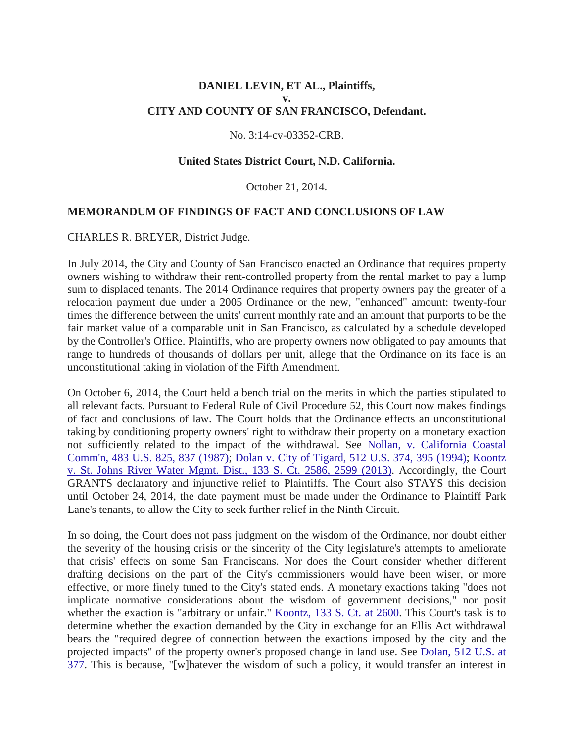**DANIEL LEVIN, ET AL., Plaintiffs,**
**v.**
**CITY AND COUNTY OF SAN FRANCISCO, Defendant.**

No. 3:14-cv-03352-CRB.

**United States District Court, N.D. California.**

October 21, 2014.

**MEMORANDUM OF FINDINGS OF FACT AND CONCLUSIONS OF LAW**

CHARLES R. BREYER, District Judge.

In July 2014, the City and County of San Francisco enacted an Ordinance that requires property owners wishing to withdraw their rent-controlled property from the rental market to pay a lump sum to displaced tenants. The 2014 Ordinance requires that property owners pay the greater of a relocation payment due under a 2005 Ordinance or the new, "enhanced" amount: twenty-four times the difference between the units' current monthly rate and an amount that purports to be the fair market value of a comparable unit in San Francisco, as calculated by a schedule developed by the Controller's Office. Plaintiffs, who are property owners now obligated to pay amounts that range to hundreds of thousands of dollars per unit, allege that the Ordinance on its face is an unconstitutional taking in violation of the Fifth Amendment.

On October 6, 2014, the Court held a bench trial on the merits in which the parties stipulated to all relevant facts. Pursuant to Federal Rule of Civil Procedure 52, this Court now makes findings of fact and conclusions of law. The Court holds that the Ordinance effects an unconstitutional taking by conditioning property owners' right to withdraw their property on a monetary exaction not sufficiently related to the impact of the withdrawal. See Nollan, v. California Coastal Comm'n, 483 U.S. 825, 837 (1987); Dolan v. City of Tigard, 512 U.S. 374, 395 (1994); Koontz v. St. Johns River Water Mgmt. Dist., 133 S. Ct. 2586, 2599 (2013). Accordingly, the Court GRANTS declaratory and injunctive relief to Plaintiffs. The Court also STAYS this decision until October 24, 2014, the date payment must be made under the Ordinance to Plaintiff Park Lane's tenants, to allow the City to seek further relief in the Ninth Circuit.

In so doing, the Court does not pass judgment on the wisdom of the Ordinance, nor doubt either the severity of the housing crisis or the sincerity of the City legislature's attempts to ameliorate that crisis' effects on some San Franciscans. Nor does the Court consider whether different drafting decisions on the part of the City's commissioners would have been wiser, or more effective, or more finely tuned to the City's stated ends. A monetary exactions taking "does not implicate normative considerations about the wisdom of government decisions," nor posit whether the exaction is "arbitrary or unfair." Koontz, 133 S. Ct. at 2600. This Court's task is to determine whether the exaction demanded by the City in exchange for an Ellis Act withdrawal bears the "required degree of connection between the exactions imposed by the city and the projected impacts" of the property owner's proposed change in land use. See Dolan, 512 U.S. at 377. This is because, "[w]hatever the wisdom of such a policy, it would transfer an interest in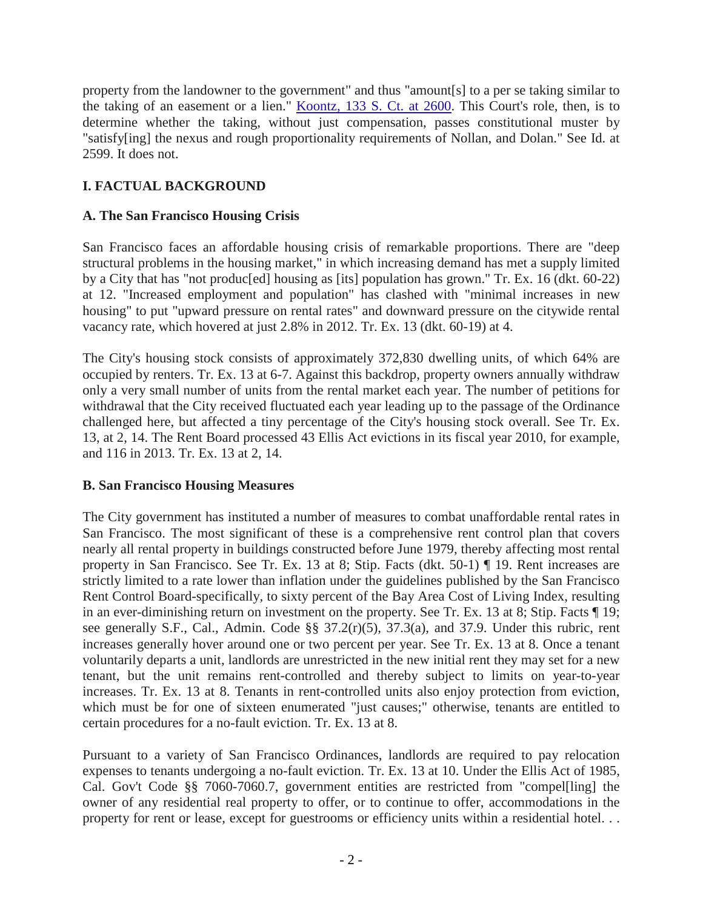property from the landowner to the government" and thus "amount[s] to a per se taking similar to the taking of an easement or a lien." [Koontz, 133 S. Ct. at 2600](). This Court's role, then, is to determine whether the taking, without just compensation, passes constitutional muster by "satisfy[ing] the nexus and rough proportionality requirements of Nollan, and Dolan." See Id. at 2599. It does not.

## I. FACTUAL BACKGROUND

### A. The San Francisco Housing Crisis

San Francisco faces an affordable housing crisis of remarkable proportions. There are "deep structural problems in the housing market," in which increasing demand has met a supply limited by a City that has "not produc[ed] housing as [its] population has grown." Tr. Ex. 16 (dkt. 60-22) at 12. "Increased employment and population" has clashed with "minimal increases in new housing" to put "upward pressure on rental rates" and downward pressure on the citywide rental vacancy rate, which hovered at just 2.8% in 2012. Tr. Ex. 13 (dkt. 60-19) at 4.

The City's housing stock consists of approximately 372,830 dwelling units, of which 64% are occupied by renters. Tr. Ex. 13 at 6-7. Against this backdrop, property owners annually withdraw only a very small number of units from the rental market each year. The number of petitions for withdrawal that the City received fluctuated each year leading up to the passage of the Ordinance challenged here, but affected a tiny percentage of the City's housing stock overall. See Tr. Ex. 13, at 2, 14. The Rent Board processed 43 Ellis Act evictions in its fiscal year 2010, for example, and 116 in 2013. Tr. Ex. 13 at 2, 14.

### B. San Francisco Housing Measures

The City government has instituted a number of measures to combat unaffordable rental rates in San Francisco. The most significant of these is a comprehensive rent control plan that covers nearly all rental property in buildings constructed before June 1979, thereby affecting most rental property in San Francisco. See Tr. Ex. 13 at 8; Stip. Facts (dkt. 50-1) ¶ 19. Rent increases are strictly limited to a rate lower than inflation under the guidelines published by the San Francisco Rent Control Board-specifically, to sixty percent of the Bay Area Cost of Living Index, resulting in an ever-diminishing return on investment on the property. See Tr. Ex. 13 at 8; Stip. Facts ¶ 19; see generally S.F., Cal., Admin. Code §§ 37.2(r)(5), 37.3(a), and 37.9. Under this rubric, rent increases generally hover around one or two percent per year. See Tr. Ex. 13 at 8. Once a tenant voluntarily departs a unit, landlords are unrestricted in the new initial rent they may set for a new tenant, but the unit remains rent-controlled and thereby subject to limits on year-to-year increases. Tr. Ex. 13 at 8. Tenants in rent-controlled units also enjoy protection from eviction, which must be for one of sixteen enumerated "just causes;" otherwise, tenants are entitled to certain procedures for a no-fault eviction. Tr. Ex. 13 at 8.

Pursuant to a variety of San Francisco Ordinances, landlords are required to pay relocation expenses to tenants undergoing a no-fault eviction. Tr. Ex. 13 at 10. Under the Ellis Act of 1985, Cal. Gov't Code §§ 7060-7060.7, government entities are restricted from "compel[ling] the owner of any residential real property to offer, or to continue to offer, accommodations in the property for rent or lease, except for guestrooms or efficiency units within a residential hotel. . .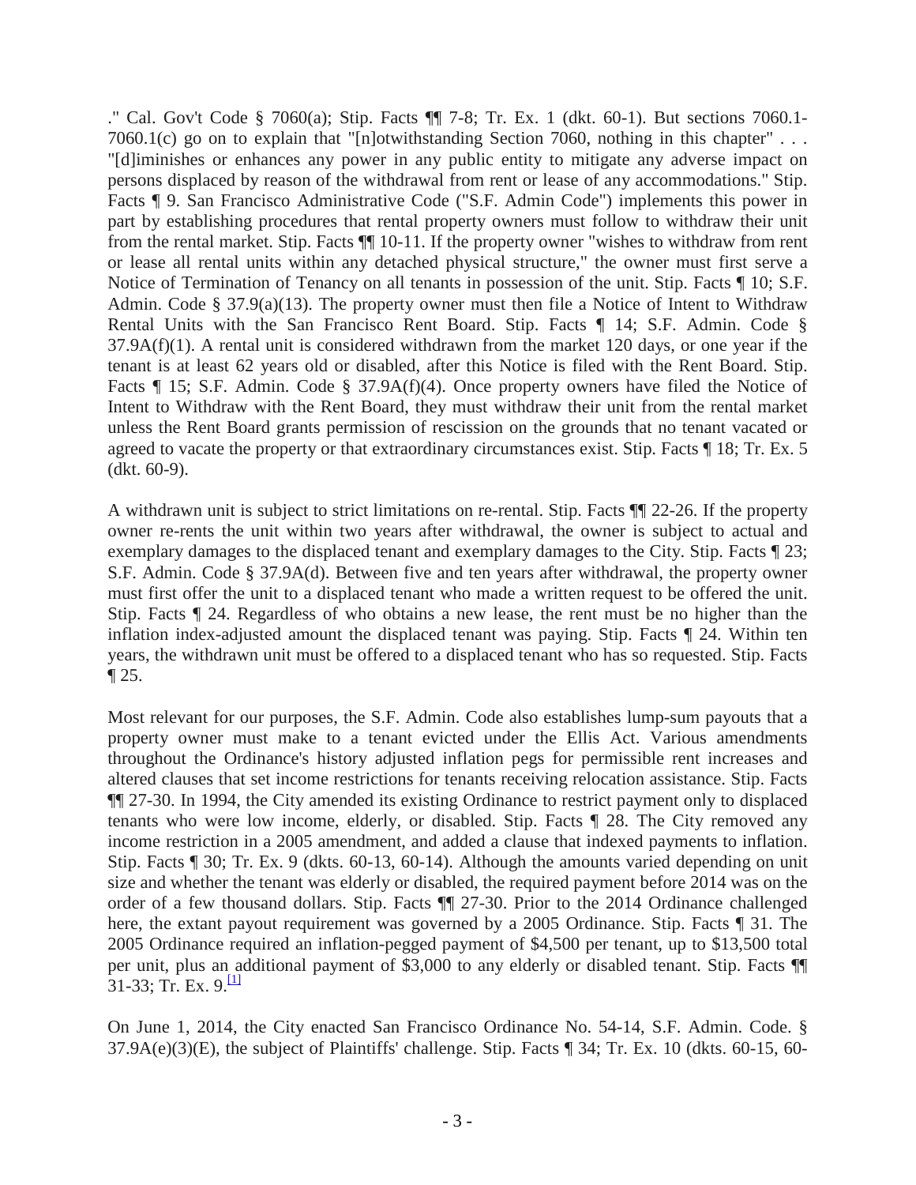." Cal. Gov't Code § 7060(a); Stip. Facts ¶¶ 7-8; Tr. Ex. 1 (dkt. 60-1). But sections 7060.1-7060.1(c) go on to explain that "[n]otwithstanding Section 7060, nothing in this chapter" . . . "[d]iminishes or enhances any power in any public entity to mitigate any adverse impact on persons displaced by reason of the withdrawal from rent or lease of any accommodations." Stip. Facts ¶ 9. San Francisco Administrative Code ("S.F. Admin Code") implements this power in part by establishing procedures that rental property owners must follow to withdraw their unit from the rental market. Stip. Facts ¶¶ 10-11. If the property owner "wishes to withdraw from rent or lease all rental units within any detached physical structure," the owner must first serve a Notice of Termination of Tenancy on all tenants in possession of the unit. Stip. Facts ¶ 10; S.F. Admin. Code § 37.9(a)(13). The property owner must then file a Notice of Intent to Withdraw Rental Units with the San Francisco Rent Board. Stip. Facts ¶ 14; S.F. Admin. Code § 37.9A(f)(1). A rental unit is considered withdrawn from the market 120 days, or one year if the tenant is at least 62 years old or disabled, after this Notice is filed with the Rent Board. Stip. Facts ¶ 15; S.F. Admin. Code § 37.9A(f)(4). Once property owners have filed the Notice of Intent to Withdraw with the Rent Board, they must withdraw their unit from the rental market unless the Rent Board grants permission of rescission on the grounds that no tenant vacated or agreed to vacate the property or that extraordinary circumstances exist. Stip. Facts ¶ 18; Tr. Ex. 5 (dkt. 60-9).

A withdrawn unit is subject to strict limitations on re-rental. Stip. Facts ¶¶ 22-26. If the property owner re-rents the unit within two years after withdrawal, the owner is subject to actual and exemplary damages to the displaced tenant and exemplary damages to the City. Stip. Facts ¶ 23; S.F. Admin. Code § 37.9A(d). Between five and ten years after withdrawal, the property owner must first offer the unit to a displaced tenant who made a written request to be offered the unit. Stip. Facts ¶ 24. Regardless of who obtains a new lease, the rent must be no higher than the inflation index-adjusted amount the displaced tenant was paying. Stip. Facts ¶ 24. Within ten years, the withdrawn unit must be offered to a displaced tenant who has so requested. Stip. Facts ¶ 25.

Most relevant for our purposes, the S.F. Admin. Code also establishes lump-sum payouts that a property owner must make to a tenant evicted under the Ellis Act. Various amendments throughout the Ordinance's history adjusted inflation pegs for permissible rent increases and altered clauses that set income restrictions for tenants receiving relocation assistance. Stip. Facts ¶¶ 27-30. In 1994, the City amended its existing Ordinance to restrict payment only to displaced tenants who were low income, elderly, or disabled. Stip. Facts ¶ 28. The City removed any income restriction in a 2005 amendment, and added a clause that indexed payments to inflation. Stip. Facts ¶ 30; Tr. Ex. 9 (dkts. 60-13, 60-14). Although the amounts varied depending on unit size and whether the tenant was elderly or disabled, the required payment before 2014 was on the order of a few thousand dollars. Stip. Facts ¶¶ 27-30. Prior to the 2014 Ordinance challenged here, the extant payout requirement was governed by a 2005 Ordinance. Stip. Facts ¶ 31. The 2005 Ordinance required an inflation-pegged payment of $4,500 per tenant, up to $13,500 total per unit, plus an additional payment of $3,000 to any elderly or disabled tenant. Stip. Facts ¶¶ 31-33; Tr. Ex. 9.[1]

On June 1, 2014, the City enacted San Francisco Ordinance No. 54-14, S.F. Admin. Code. § 37.9A(e)(3)(E), the subject of Plaintiffs' challenge. Stip. Facts ¶ 34; Tr. Ex. 10 (dkts. 60-15, 60-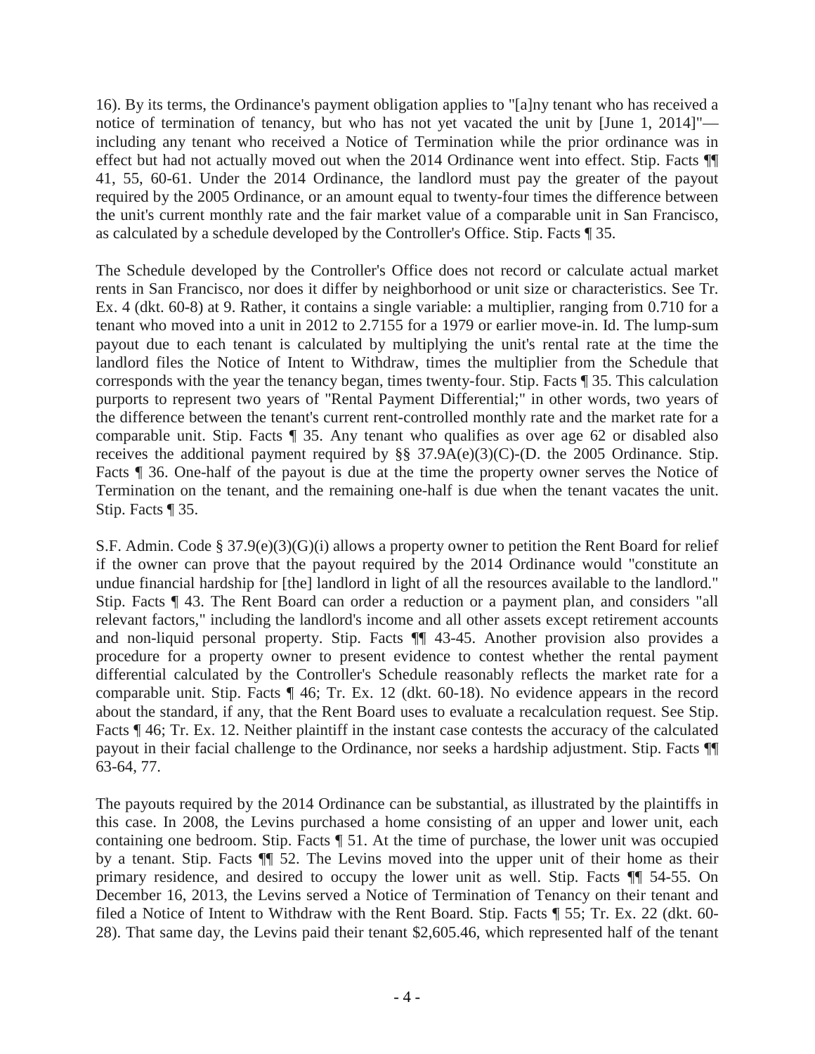16). By its terms, the Ordinance's payment obligation applies to "[a]ny tenant who has received a notice of termination of tenancy, but who has not yet vacated the unit by [June 1, 2014]"—including any tenant who received a Notice of Termination while the prior ordinance was in effect but had not actually moved out when the 2014 Ordinance went into effect. Stip. Facts ¶¶ 41, 55, 60-61. Under the 2014 Ordinance, the landlord must pay the greater of the payout required by the 2005 Ordinance, or an amount equal to twenty-four times the difference between the unit's current monthly rate and the fair market value of a comparable unit in San Francisco, as calculated by a schedule developed by the Controller's Office. Stip. Facts ¶ 35.

The Schedule developed by the Controller's Office does not record or calculate actual market rents in San Francisco, nor does it differ by neighborhood or unit size or characteristics. See Tr. Ex. 4 (dkt. 60-8) at 9. Rather, it contains a single variable: a multiplier, ranging from 0.710 for a tenant who moved into a unit in 2012 to 2.7155 for a 1979 or earlier move-in. Id. The lump-sum payout due to each tenant is calculated by multiplying the unit's rental rate at the time the landlord files the Notice of Intent to Withdraw, times the multiplier from the Schedule that corresponds with the year the tenancy began, times twenty-four. Stip. Facts ¶ 35. This calculation purports to represent two years of "Rental Payment Differential;" in other words, two years of the difference between the tenant's current rent-controlled monthly rate and the market rate for a comparable unit. Stip. Facts ¶ 35. Any tenant who qualifies as over age 62 or disabled also receives the additional payment required by §§ 37.9A(e)(3)(C)-(D. the 2005 Ordinance. Stip. Facts ¶ 36. One-half of the payout is due at the time the property owner serves the Notice of Termination on the tenant, and the remaining one-half is due when the tenant vacates the unit. Stip. Facts ¶ 35.

S.F. Admin. Code § 37.9(e)(3)(G)(i) allows a property owner to petition the Rent Board for relief if the owner can prove that the payout required by the 2014 Ordinance would "constitute an undue financial hardship for [the] landlord in light of all the resources available to the landlord." Stip. Facts ¶ 43. The Rent Board can order a reduction or a payment plan, and considers "all relevant factors," including the landlord's income and all other assets except retirement accounts and non-liquid personal property. Stip. Facts ¶¶ 43-45. Another provision also provides a procedure for a property owner to present evidence to contest whether the rental payment differential calculated by the Controller's Schedule reasonably reflects the market rate for a comparable unit. Stip. Facts ¶ 46; Tr. Ex. 12 (dkt. 60-18). No evidence appears in the record about the standard, if any, that the Rent Board uses to evaluate a recalculation request. See Stip. Facts ¶ 46; Tr. Ex. 12. Neither plaintiff in the instant case contests the accuracy of the calculated payout in their facial challenge to the Ordinance, nor seeks a hardship adjustment. Stip. Facts ¶¶ 63-64, 77.

The payouts required by the 2014 Ordinance can be substantial, as illustrated by the plaintiffs in this case. In 2008, the Levins purchased a home consisting of an upper and lower unit, each containing one bedroom. Stip. Facts ¶ 51. At the time of purchase, the lower unit was occupied by a tenant. Stip. Facts ¶¶ 52. The Levins moved into the upper unit of their home as their primary residence, and desired to occupy the lower unit as well. Stip. Facts ¶¶ 54-55. On December 16, 2013, the Levins served a Notice of Termination of Tenancy on their tenant and filed a Notice of Intent to Withdraw with the Rent Board. Stip. Facts ¶ 55; Tr. Ex. 22 (dkt. 60-28). That same day, the Levins paid their tenant $2,605.46, which represented half of the tenant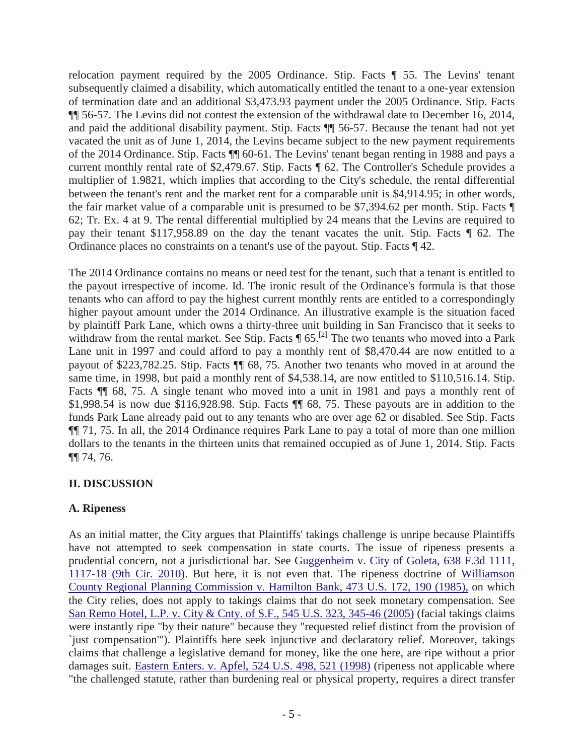relocation payment required by the 2005 Ordinance. Stip. Facts ¶ 55. The Levins' tenant subsequently claimed a disability, which automatically entitled the tenant to a one-year extension of termination date and an additional $3,473.93 payment under the 2005 Ordinance. Stip. Facts ¶¶ 56-57. The Levins did not contest the extension of the withdrawal date to December 16, 2014, and paid the additional disability payment. Stip. Facts ¶¶ 56-57. Because the tenant had not yet vacated the unit as of June 1, 2014, the Levins became subject to the new payment requirements of the 2014 Ordinance. Stip. Facts ¶¶ 60-61. The Levins' tenant began renting in 1988 and pays a current monthly rental rate of $2,479.67. Stip. Facts ¶ 62. The Controller's Schedule provides a multiplier of 1.9821, which implies that according to the City's schedule, the rental differential between the tenant's rent and the market rent for a comparable unit is $4,914.95; in other words, the fair market value of a comparable unit is presumed to be $7,394.62 per month. Stip. Facts ¶ 62; Tr. Ex. 4 at 9. The rental differential multiplied by 24 means that the Levins are required to pay their tenant $117,958.89 on the day the tenant vacates the unit. Stip. Facts ¶ 62. The Ordinance places no constraints on a tenant's use of the payout. Stip. Facts ¶ 42.

The 2014 Ordinance contains no means or need test for the tenant, such that a tenant is entitled to the payout irrespective of income. Id. The ironic result of the Ordinance's formula is that those tenants who can afford to pay the highest current monthly rents are entitled to a correspondingly higher payout amount under the 2014 Ordinance. An illustrative example is the situation faced by plaintiff Park Lane, which owns a thirty-three unit building in San Francisco that it seeks to withdraw from the rental market. See Stip. Facts ¶ 65.[2] The two tenants who moved into a Park Lane unit in 1997 and could afford to pay a monthly rent of $8,470.44 are now entitled to a payout of $223,782.25. Stip. Facts ¶¶ 68, 75. Another two tenants who moved in at around the same time, in 1998, but paid a monthly rent of $4,538.14, are now entitled to $110,516.14. Stip. Facts ¶¶ 68, 75. A single tenant who moved into a unit in 1981 and pays a monthly rent of $1,998.54 is now due $116,928.98. Stip. Facts ¶¶ 68, 75. These payouts are in addition to the funds Park Lane already paid out to any tenants who are over age 62 or disabled. See Stip. Facts ¶¶ 71, 75. In all, the 2014 Ordinance requires Park Lane to pay a total of more than one million dollars to the tenants in the thirteen units that remained occupied as of June 1, 2014. Stip. Facts ¶¶ 74, 76.

## II. DISCUSSION

### A. Ripeness

As an initial matter, the City argues that Plaintiffs' takings challenge is unripe because Plaintiffs have not attempted to seek compensation in state courts. The issue of ripeness presents a prudential concern, not a jurisdictional bar. See Guggenheim v. City of Goleta, 638 F.3d 1111, 1117-18 (9th Cir. 2010). But here, it is not even that. The ripeness doctrine of Williamson County Regional Planning Commission v. Hamilton Bank, 473 U.S. 172, 190 (1985), on which the City relies, does not apply to takings claims that do not seek monetary compensation. See San Remo Hotel, L.P. v. City & Cnty. of S.F., 545 U.S. 323, 345-46 (2005) (facial takings claims were instantly ripe "by their nature" because they "requested relief distinct from the provision of `just compensation'"). Plaintiffs here seek injunctive and declaratory relief. Moreover, takings claims that challenge a legislative demand for money, like the one here, are ripe without a prior damages suit. Eastern Enters. v. Apfel, 524 U.S. 498, 521 (1998) (ripeness not applicable where "the challenged statute, rather than burdening real or physical property, requires a direct transfer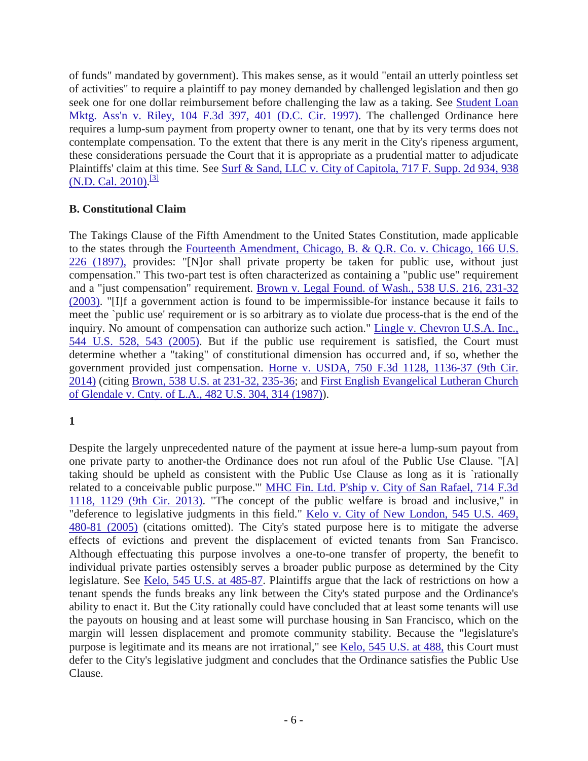of funds" mandated by government). This makes sense, as it would "entail an utterly pointless set of activities" to require a plaintiff to pay money demanded by challenged legislation and then go seek one for one dollar reimbursement before challenging the law as a taking. See Student Loan Mktg. Ass'n v. Riley, 104 F.3d 397, 401 (D.C. Cir. 1997). The challenged Ordinance here requires a lump-sum payment from property owner to tenant, one that by its very terms does not contemplate compensation. To the extent that there is any merit in the City's ripeness argument, these considerations persuade the Court that it is appropriate as a prudential matter to adjudicate Plaintiffs' claim at this time. See Surf & Sand, LLC v. City of Capitola, 717 F. Supp. 2d 934, 938 (N.D. Cal. 2010).[3]

**B. Constitutional Claim**

The Takings Clause of the Fifth Amendment to the United States Constitution, made applicable to the states through the Fourteenth Amendment, Chicago, B. & Q.R. Co. v. Chicago, 166 U.S. 226 (1897), provides: "[N]or shall private property be taken for public use, without just compensation." This two-part test is often characterized as containing a "public use" requirement and a "just compensation" requirement. Brown v. Legal Found. of Wash., 538 U.S. 216, 231-32 (2003). "[I]f a government action is found to be impermissible-for instance because it fails to meet the `public use' requirement or is so arbitrary as to violate due process-that is the end of the inquiry. No amount of compensation can authorize such action." Lingle v. Chevron U.S.A. Inc., 544 U.S. 528, 543 (2005). But if the public use requirement is satisfied, the Court must determine whether a "taking" of constitutional dimension has occurred and, if so, whether the government provided just compensation. Horne v. USDA, 750 F.3d 1128, 1136-37 (9th Cir. 2014) (citing Brown, 538 U.S. at 231-32, 235-36; and First English Evangelical Lutheran Church of Glendale v. Cnty. of L.A., 482 U.S. 304, 314 (1987)).

**1**

Despite the largely unprecedented nature of the payment at issue here-a lump-sum payout from one private party to another-the Ordinance does not run afoul of the Public Use Clause. "[A] taking should be upheld as consistent with the Public Use Clause as long as it is `rationally related to a conceivable public purpose.'" MHC Fin. Ltd. P'ship v. City of San Rafael, 714 F.3d 1118, 1129 (9th Cir. 2013). "The concept of the public welfare is broad and inclusive," in "deference to legislative judgments in this field." Kelo v. City of New London, 545 U.S. 469, 480-81 (2005) (citations omitted). The City's stated purpose here is to mitigate the adverse effects of evictions and prevent the displacement of evicted tenants from San Francisco. Although effectuating this purpose involves a one-to-one transfer of property, the benefit to individual private parties ostensibly serves a broader public purpose as determined by the City legislature. See Kelo, 545 U.S. at 485-87. Plaintiffs argue that the lack of restrictions on how a tenant spends the funds breaks any link between the City's stated purpose and the Ordinance's ability to enact it. But the City rationally could have concluded that at least some tenants will use the payouts on housing and at least some will purchase housing in San Francisco, which on the margin will lessen displacement and promote community stability. Because the "legislature's purpose is legitimate and its means are not irrational," see Kelo, 545 U.S. at 488, this Court must defer to the City's legislative judgment and concludes that the Ordinance satisfies the Public Use Clause.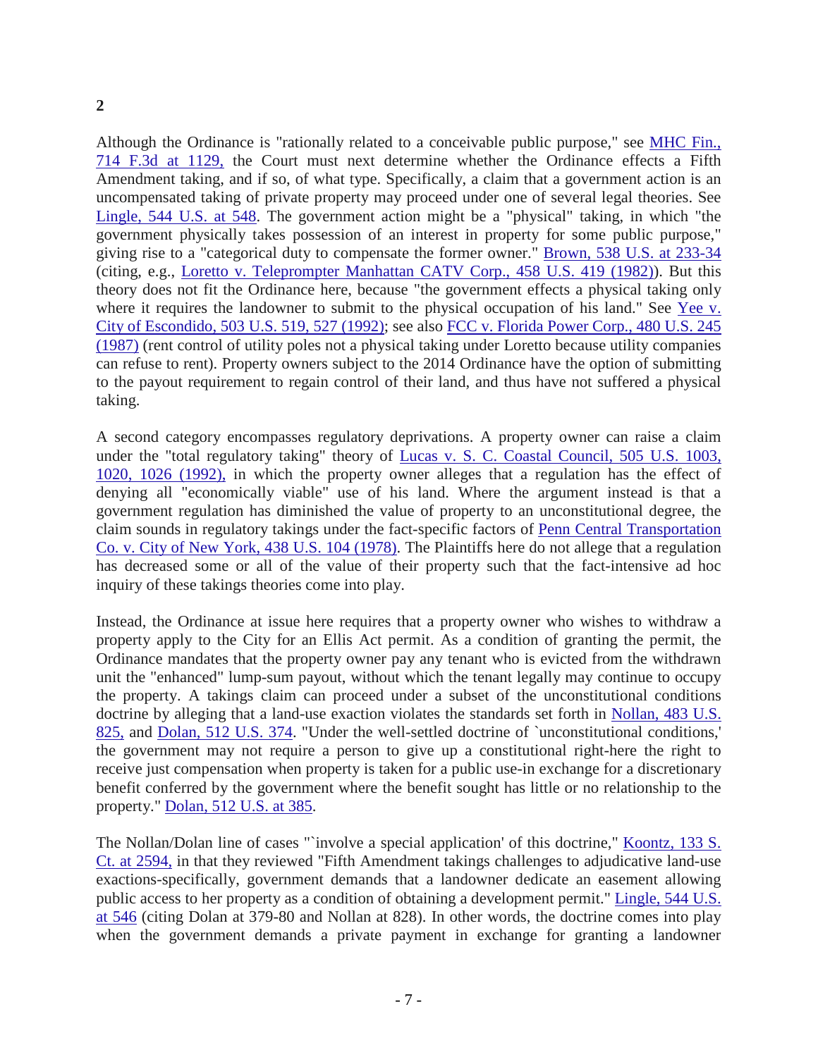**2**

Although the Ordinance is "rationally related to a conceivable public purpose," see MHC Fin., 714 F.3d at 1129, the Court must next determine whether the Ordinance effects a Fifth Amendment taking, and if so, of what type. Specifically, a claim that a government action is an uncompensated taking of private property may proceed under one of several legal theories. See Lingle, 544 U.S. at 548. The government action might be a "physical" taking, in which "the government physically takes possession of an interest in property for some public purpose," giving rise to a "categorical duty to compensate the former owner." Brown, 538 U.S. at 233-34 (citing, e.g., Loretto v. Teleprompter Manhattan CATV Corp., 458 U.S. 419 (1982)). But this theory does not fit the Ordinance here, because "the government effects a physical taking only where it requires the landowner to submit to the physical occupation of his land." See Yee v. City of Escondido, 503 U.S. 519, 527 (1992); see also FCC v. Florida Power Corp., 480 U.S. 245 (1987) (rent control of utility poles not a physical taking under Loretto because utility companies can refuse to rent). Property owners subject to the 2014 Ordinance have the option of submitting to the payout requirement to regain control of their land, and thus have not suffered a physical taking.

A second category encompasses regulatory deprivations. A property owner can raise a claim under the "total regulatory taking" theory of Lucas v. S. C. Coastal Council, 505 U.S. 1003, 1020, 1026 (1992), in which the property owner alleges that a regulation has the effect of denying all "economically viable" use of his land. Where the argument instead is that a government regulation has diminished the value of property to an unconstitutional degree, the claim sounds in regulatory takings under the fact-specific factors of Penn Central Transportation Co. v. City of New York, 438 U.S. 104 (1978). The Plaintiffs here do not allege that a regulation has decreased some or all of the value of their property such that the fact-intensive ad hoc inquiry of these takings theories come into play.

Instead, the Ordinance at issue here requires that a property owner who wishes to withdraw a property apply to the City for an Ellis Act permit. As a condition of granting the permit, the Ordinance mandates that the property owner pay any tenant who is evicted from the withdrawn unit the "enhanced" lump-sum payout, without which the tenant legally may continue to occupy the property. A takings claim can proceed under a subset of the unconstitutional conditions doctrine by alleging that a land-use exaction violates the standards set forth in Nollan, 483 U.S. 825, and Dolan, 512 U.S. 374. "Under the well-settled doctrine of `unconstitutional conditions,' the government may not require a person to give up a constitutional right-here the right to receive just compensation when property is taken for a public use-in exchange for a discretionary benefit conferred by the government where the benefit sought has little or no relationship to the property." Dolan, 512 U.S. at 385.

The Nollan/Dolan line of cases "`involve a special application' of this doctrine," Koontz, 133 S. Ct. at 2594, in that they reviewed "Fifth Amendment takings challenges to adjudicative land-use exactions-specifically, government demands that a landowner dedicate an easement allowing public access to her property as a condition of obtaining a development permit." Lingle, 544 U.S. at 546 (citing Dolan at 379-80 and Nollan at 828). In other words, the doctrine comes into play when the government demands a private payment in exchange for granting a landowner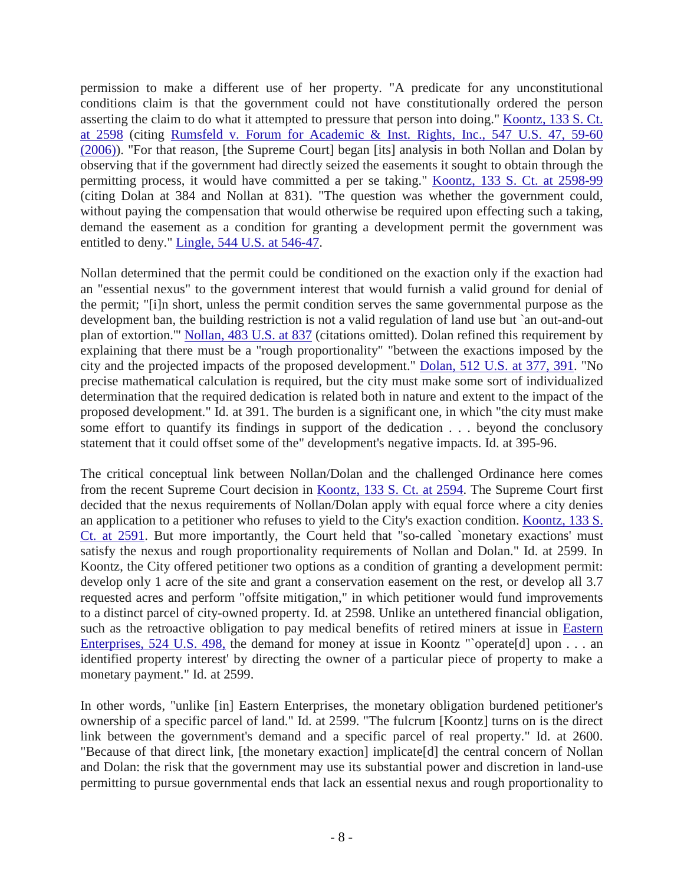permission to make a different use of her property. "A predicate for any unconstitutional conditions claim is that the government could not have constitutionally ordered the person asserting the claim to do what it attempted to pressure that person into doing." Koontz, 133 S. Ct. at 2598 (citing Rumsfeld v. Forum for Academic & Inst. Rights, Inc., 547 U.S. 47, 59-60 (2006)). "For that reason, [the Supreme Court] began [its] analysis in both Nollan and Dolan by observing that if the government had directly seized the easements it sought to obtain through the permitting process, it would have committed a per se taking." Koontz, 133 S. Ct. at 2598-99 (citing Dolan at 384 and Nollan at 831). "The question was whether the government could, without paying the compensation that would otherwise be required upon effecting such a taking, demand the easement as a condition for granting a development permit the government was entitled to deny." Lingle, 544 U.S. at 546-47.

Nollan determined that the permit could be conditioned on the exaction only if the exaction had an "essential nexus" to the government interest that would furnish a valid ground for denial of the permit; "[i]n short, unless the permit condition serves the same governmental purpose as the development ban, the building restriction is not a valid regulation of land use but `an out-and-out plan of extortion.'" Nollan, 483 U.S. at 837 (citations omitted). Dolan refined this requirement by explaining that there must be a "rough proportionality" "between the exactions imposed by the city and the projected impacts of the proposed development." Dolan, 512 U.S. at 377, 391. "No precise mathematical calculation is required, but the city must make some sort of individualized determination that the required dedication is related both in nature and extent to the impact of the proposed development." Id. at 391. The burden is a significant one, in which "the city must make some effort to quantify its findings in support of the dedication . . . beyond the conclusory statement that it could offset some of the" development's negative impacts. Id. at 395-96.

The critical conceptual link between Nollan/Dolan and the challenged Ordinance here comes from the recent Supreme Court decision in Koontz, 133 S. Ct. at 2594. The Supreme Court first decided that the nexus requirements of Nollan/Dolan apply with equal force where a city denies an application to a petitioner who refuses to yield to the City's exaction condition. Koontz, 133 S. Ct. at 2591. But more importantly, the Court held that "so-called `monetary exactions' must satisfy the nexus and rough proportionality requirements of Nollan and Dolan." Id. at 2599. In Koontz, the City offered petitioner two options as a condition of granting a development permit: develop only 1 acre of the site and grant a conservation easement on the rest, or develop all 3.7 requested acres and perform "offsite mitigation," in which petitioner would fund improvements to a distinct parcel of city-owned property. Id. at 2598. Unlike an untethered financial obligation, such as the retroactive obligation to pay medical benefits of retired miners at issue in Eastern Enterprises, 524 U.S. 498, the demand for money at issue in Koontz "`operate[d] upon . . . an identified property interest' by directing the owner of a particular piece of property to make a monetary payment." Id. at 2599.

In other words, "unlike [in] Eastern Enterprises, the monetary obligation burdened petitioner's ownership of a specific parcel of land." Id. at 2599. "The fulcrum [Koontz] turns on is the direct link between the government's demand and a specific parcel of real property." Id. at 2600. "Because of that direct link, [the monetary exaction] implicate[d] the central concern of Nollan and Dolan: the risk that the government may use its substantial power and discretion in land-use permitting to pursue governmental ends that lack an essential nexus and rough proportionality to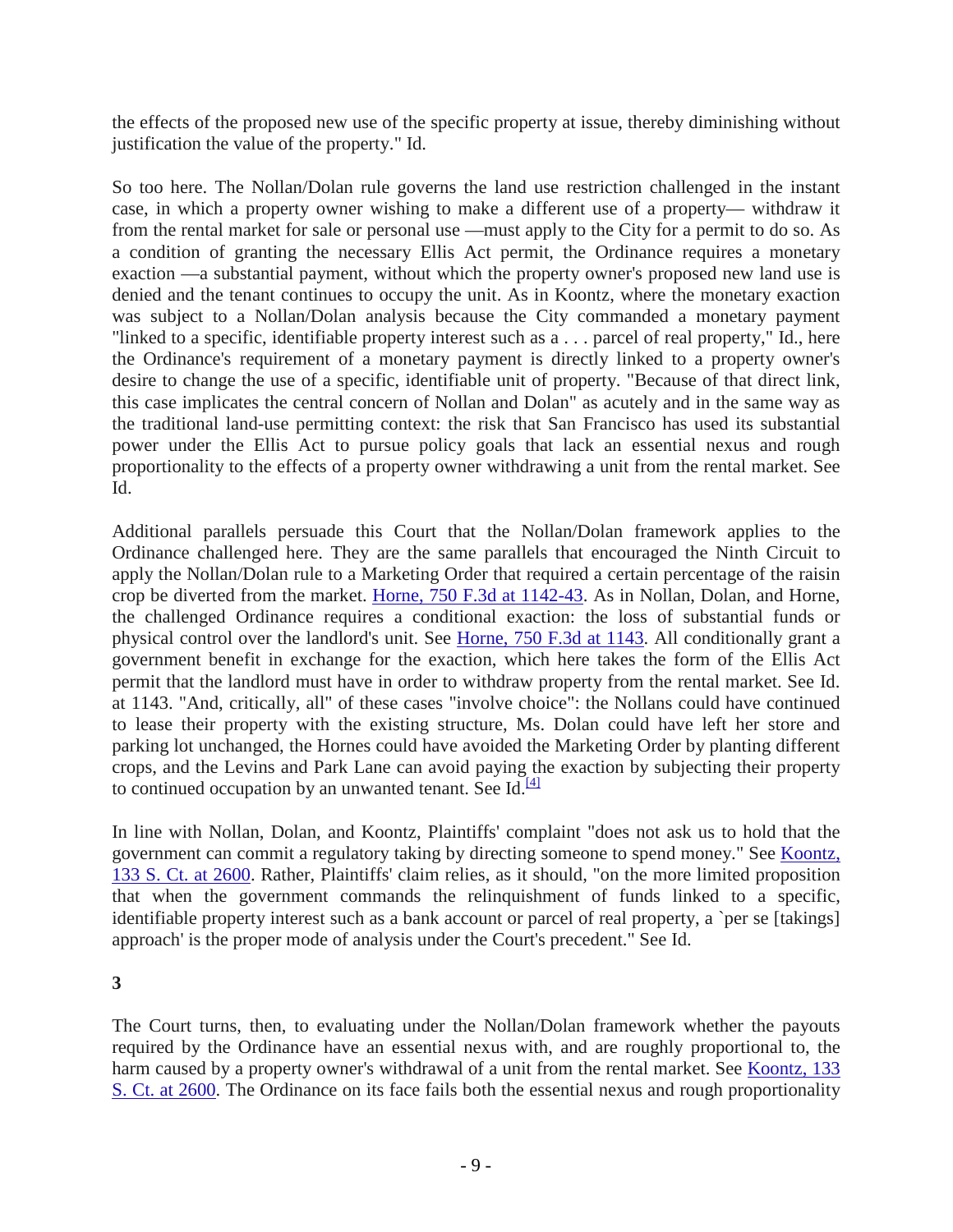the effects of the proposed new use of the specific property at issue, thereby diminishing without justification the value of the property." Id.

So too here. The Nollan/Dolan rule governs the land use restriction challenged in the instant case, in which a property owner wishing to make a different use of a property— withdraw it from the rental market for sale or personal use —must apply to the City for a permit to do so. As a condition of granting the necessary Ellis Act permit, the Ordinance requires a monetary exaction —a substantial payment, without which the property owner's proposed new land use is denied and the tenant continues to occupy the unit. As in Koontz, where the monetary exaction was subject to a Nollan/Dolan analysis because the City commanded a monetary payment "linked to a specific, identifiable property interest such as a . . . parcel of real property," Id., here the Ordinance's requirement of a monetary payment is directly linked to a property owner's desire to change the use of a specific, identifiable unit of property. "Because of that direct link, this case implicates the central concern of Nollan and Dolan" as acutely and in the same way as the traditional land-use permitting context: the risk that San Francisco has used its substantial power under the Ellis Act to pursue policy goals that lack an essential nexus and rough proportionality to the effects of a property owner withdrawing a unit from the rental market. See Id.

Additional parallels persuade this Court that the Nollan/Dolan framework applies to the Ordinance challenged here. They are the same parallels that encouraged the Ninth Circuit to apply the Nollan/Dolan rule to a Marketing Order that required a certain percentage of the raisin crop be diverted from the market. Horne, 750 F.3d at 1142-43. As in Nollan, Dolan, and Horne, the challenged Ordinance requires a conditional exaction: the loss of substantial funds or physical control over the landlord's unit. See Horne, 750 F.3d at 1143. All conditionally grant a government benefit in exchange for the exaction, which here takes the form of the Ellis Act permit that the landlord must have in order to withdraw property from the rental market. See Id. at 1143. "And, critically, all" of these cases "involve choice": the Nollans could have continued to lease their property with the existing structure, Ms. Dolan could have left her store and parking lot unchanged, the Hornes could have avoided the Marketing Order by planting different crops, and the Levins and Park Lane can avoid paying the exaction by subjecting their property to continued occupation by an unwanted tenant. See Id.[4]

In line with Nollan, Dolan, and Koontz, Plaintiffs' complaint "does not ask us to hold that the government can commit a regulatory taking by directing someone to spend money." See Koontz, 133 S. Ct. at 2600. Rather, Plaintiffs' claim relies, as it should, "on the more limited proposition that when the government commands the relinquishment of funds linked to a specific, identifiable property interest such as a bank account or parcel of real property, a `per se [takings] approach' is the proper mode of analysis under the Court's precedent." See Id.

**3**

The Court turns, then, to evaluating under the Nollan/Dolan framework whether the payouts required by the Ordinance have an essential nexus with, and are roughly proportional to, the harm caused by a property owner's withdrawal of a unit from the rental market. See Koontz, 133 S. Ct. at 2600. The Ordinance on its face fails both the essential nexus and rough proportionality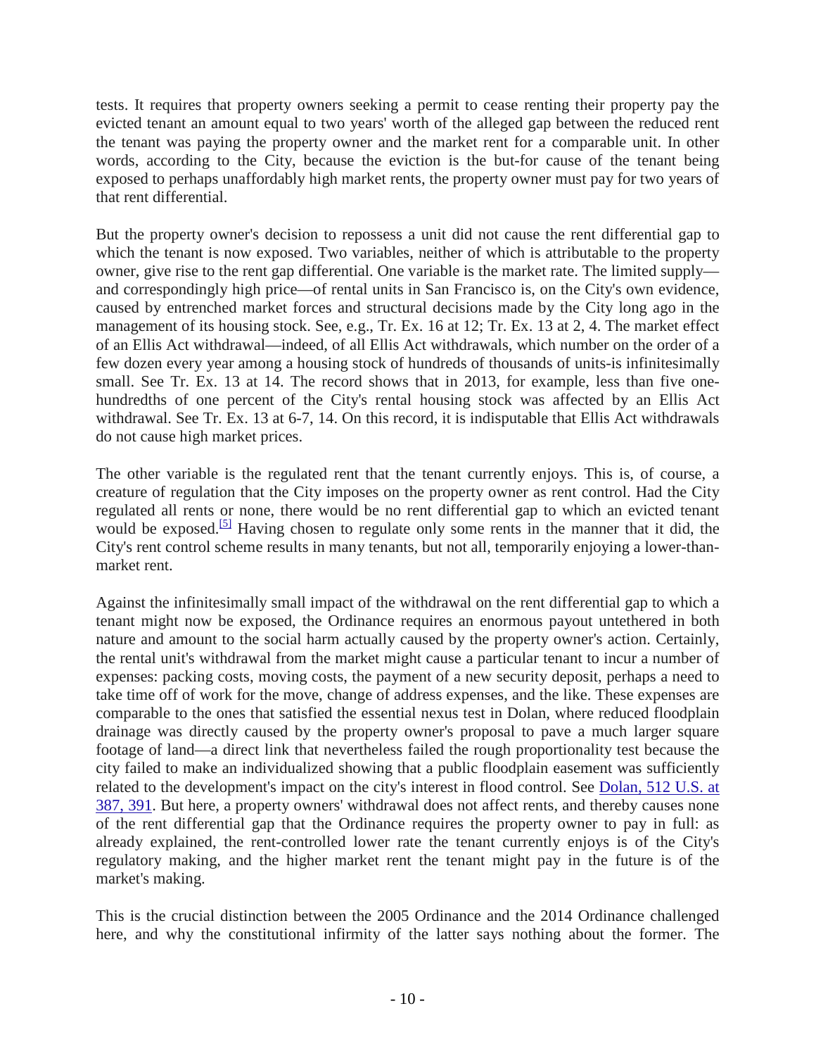tests. It requires that property owners seeking a permit to cease renting their property pay the evicted tenant an amount equal to two years' worth of the alleged gap between the reduced rent the tenant was paying the property owner and the market rent for a comparable unit. In other words, according to the City, because the eviction is the but-for cause of the tenant being exposed to perhaps unaffordably high market rents, the property owner must pay for two years of that rent differential.

But the property owner's decision to repossess a unit did not cause the rent differential gap to which the tenant is now exposed. Two variables, neither of which is attributable to the property owner, give rise to the rent gap differential. One variable is the market rate. The limited supply—and correspondingly high price—of rental units in San Francisco is, on the City's own evidence, caused by entrenched market forces and structural decisions made by the City long ago in the management of its housing stock. See, e.g., Tr. Ex. 16 at 12; Tr. Ex. 13 at 2, 4. The market effect of an Ellis Act withdrawal—indeed, of all Ellis Act withdrawals, which number on the order of a few dozen every year among a housing stock of hundreds of thousands of units-is infinitesimally small. See Tr. Ex. 13 at 14. The record shows that in 2013, for example, less than five one-hundredths of one percent of the City's rental housing stock was affected by an Ellis Act withdrawal. See Tr. Ex. 13 at 6-7, 14. On this record, it is indisputable that Ellis Act withdrawals do not cause high market prices.

The other variable is the regulated rent that the tenant currently enjoys. This is, of course, a creature of regulation that the City imposes on the property owner as rent control. Had the City regulated all rents or none, there would be no rent differential gap to which an evicted tenant would be exposed.[5] Having chosen to regulate only some rents in the manner that it did, the City's rent control scheme results in many tenants, but not all, temporarily enjoying a lower-than-market rent.

Against the infinitesimally small impact of the withdrawal on the rent differential gap to which a tenant might now be exposed, the Ordinance requires an enormous payout untethered in both nature and amount to the social harm actually caused by the property owner's action. Certainly, the rental unit's withdrawal from the market might cause a particular tenant to incur a number of expenses: packing costs, moving costs, the payment of a new security deposit, perhaps a need to take time off of work for the move, change of address expenses, and the like. These expenses are comparable to the ones that satisfied the essential nexus test in Dolan, where reduced floodplain drainage was directly caused by the property owner's proposal to pave a much larger square footage of land—a direct link that nevertheless failed the rough proportionality test because the city failed to make an individualized showing that a public floodplain easement was sufficiently related to the development's impact on the city's interest in flood control. See Dolan, 512 U.S. at 387, 391. But here, a property owners' withdrawal does not affect rents, and thereby causes none of the rent differential gap that the Ordinance requires the property owner to pay in full: as already explained, the rent-controlled lower rate the tenant currently enjoys is of the City's regulatory making, and the higher market rent the tenant might pay in the future is of the market's making.

This is the crucial distinction between the 2005 Ordinance and the 2014 Ordinance challenged here, and why the constitutional infirmity of the latter says nothing about the former. The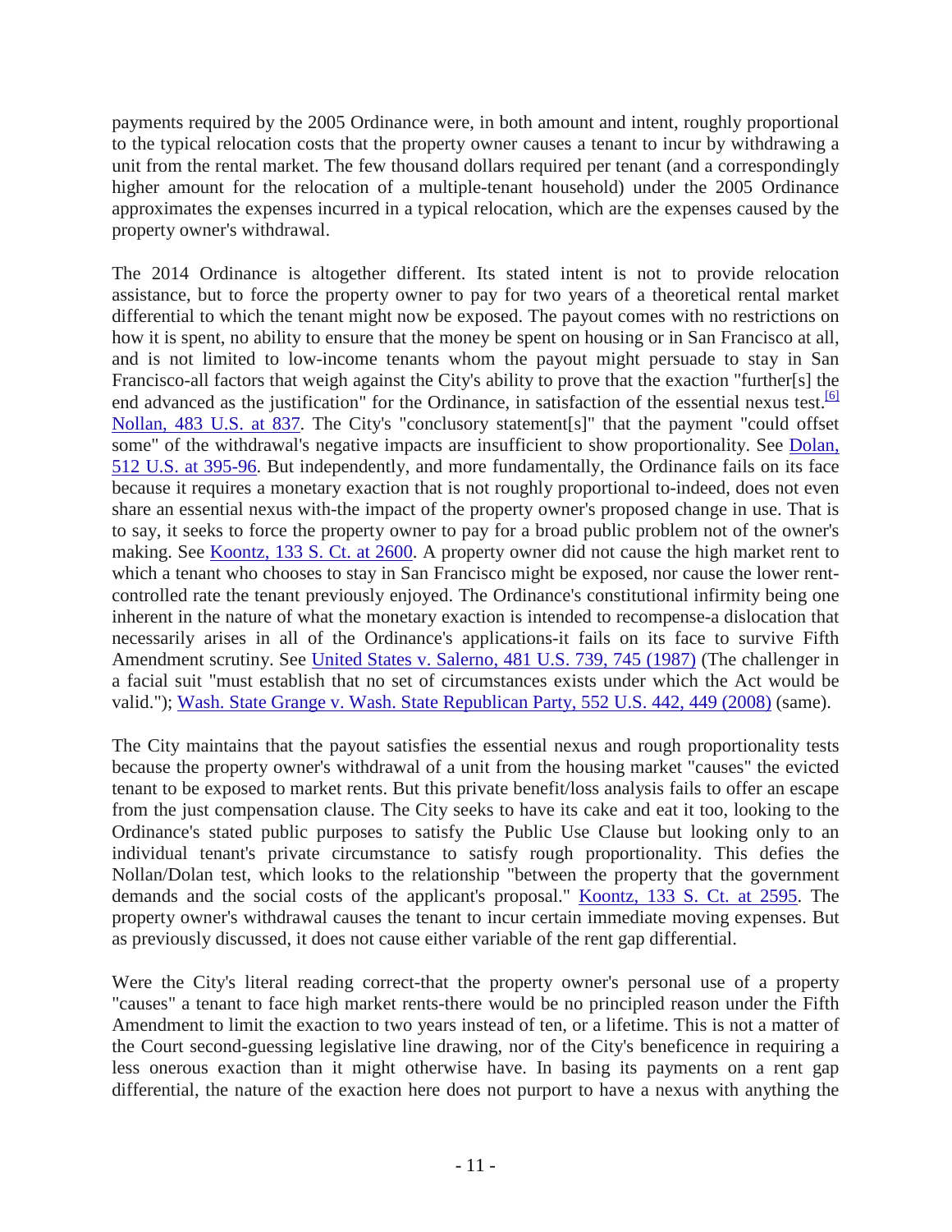payments required by the 2005 Ordinance were, in both amount and intent, roughly proportional to the typical relocation costs that the property owner causes a tenant to incur by withdrawing a unit from the rental market. The few thousand dollars required per tenant (and a correspondingly higher amount for the relocation of a multiple-tenant household) under the 2005 Ordinance approximates the expenses incurred in a typical relocation, which are the expenses caused by the property owner's withdrawal.

The 2014 Ordinance is altogether different. Its stated intent is not to provide relocation assistance, but to force the property owner to pay for two years of a theoretical rental market differential to which the tenant might now be exposed. The payout comes with no restrictions on how it is spent, no ability to ensure that the money be spent on housing or in San Francisco at all, and is not limited to low-income tenants whom the payout might persuade to stay in San Francisco-all factors that weigh against the City's ability to prove that the exaction "further[s] the end advanced as the justification" for the Ordinance, in satisfaction of the essential nexus test.[6] Nollan, 483 U.S. at 837. The City's "conclusory statement[s]" that the payment "could offset some" of the withdrawal's negative impacts are insufficient to show proportionality. See Dolan, 512 U.S. at 395-96. But independently, and more fundamentally, the Ordinance fails on its face because it requires a monetary exaction that is not roughly proportional to-indeed, does not even share an essential nexus with-the impact of the property owner's proposed change in use. That is to say, it seeks to force the property owner to pay for a broad public problem not of the owner's making. See Koontz, 133 S. Ct. at 2600. A property owner did not cause the high market rent to which a tenant who chooses to stay in San Francisco might be exposed, nor cause the lower rent-controlled rate the tenant previously enjoyed. The Ordinance's constitutional infirmity being one inherent in the nature of what the monetary exaction is intended to recompense-a dislocation that necessarily arises in all of the Ordinance's applications-it fails on its face to survive Fifth Amendment scrutiny. See United States v. Salerno, 481 U.S. 739, 745 (1987) (The challenger in a facial suit "must establish that no set of circumstances exists under which the Act would be valid."); Wash. State Grange v. Wash. State Republican Party, 552 U.S. 442, 449 (2008) (same).

The City maintains that the payout satisfies the essential nexus and rough proportionality tests because the property owner's withdrawal of a unit from the housing market "causes" the evicted tenant to be exposed to market rents. But this private benefit/loss analysis fails to offer an escape from the just compensation clause. The City seeks to have its cake and eat it too, looking to the Ordinance's stated public purposes to satisfy the Public Use Clause but looking only to an individual tenant's private circumstance to satisfy rough proportionality. This defies the Nollan/Dolan test, which looks to the relationship "between the property that the government demands and the social costs of the applicant's proposal." Koontz, 133 S. Ct. at 2595. The property owner's withdrawal causes the tenant to incur certain immediate moving expenses. But as previously discussed, it does not cause either variable of the rent gap differential.

Were the City's literal reading correct-that the property owner's personal use of a property "causes" a tenant to face high market rents-there would be no principled reason under the Fifth Amendment to limit the exaction to two years instead of ten, or a lifetime. This is not a matter of the Court second-guessing legislative line drawing, nor of the City's beneficence in requiring a less onerous exaction than it might otherwise have. In basing its payments on a rent gap differential, the nature of the exaction here does not purport to have a nexus with anything the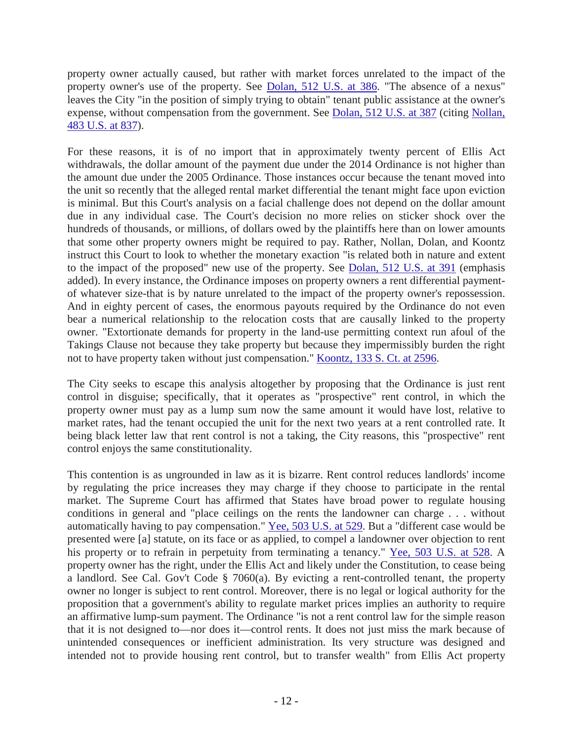property owner actually caused, but rather with market forces unrelated to the impact of the property owner's use of the property. See Dolan, 512 U.S. at 386. "The absence of a nexus" leaves the City "in the position of simply trying to obtain" tenant public assistance at the owner's expense, without compensation from the government. See Dolan, 512 U.S. at 387 (citing Nollan, 483 U.S. at 837).

For these reasons, it is of no import that in approximately twenty percent of Ellis Act withdrawals, the dollar amount of the payment due under the 2014 Ordinance is not higher than the amount due under the 2005 Ordinance. Those instances occur because the tenant moved into the unit so recently that the alleged rental market differential the tenant might face upon eviction is minimal. But this Court's analysis on a facial challenge does not depend on the dollar amount due in any individual case. The Court's decision no more relies on sticker shock over the hundreds of thousands, or millions, of dollars owed by the plaintiffs here than on lower amounts that some other property owners might be required to pay. Rather, Nollan, Dolan, and Koontz instruct this Court to look to whether the monetary exaction "is related both in nature and extent to the impact of the proposed" new use of the property. See Dolan, 512 U.S. at 391 (emphasis added). In every instance, the Ordinance imposes on property owners a rent differential payment-of whatever size-that is by nature unrelated to the impact of the property owner's repossession. And in eighty percent of cases, the enormous payouts required by the Ordinance do not even bear a numerical relationship to the relocation costs that are causally linked to the property owner. "Extortionate demands for property in the land-use permitting context run afoul of the Takings Clause not because they take property but because they impermissibly burden the right not to have property taken without just compensation." Koontz, 133 S. Ct. at 2596.

The City seeks to escape this analysis altogether by proposing that the Ordinance is just rent control in disguise; specifically, that it operates as "prospective" rent control, in which the property owner must pay as a lump sum now the same amount it would have lost, relative to market rates, had the tenant occupied the unit for the next two years at a rent controlled rate. It being black letter law that rent control is not a taking, the City reasons, this "prospective" rent control enjoys the same constitutionality.

This contention is as ungrounded in law as it is bizarre. Rent control reduces landlords' income by regulating the price increases they may charge if they choose to participate in the rental market. The Supreme Court has affirmed that States have broad power to regulate housing conditions in general and "place ceilings on the rents the landowner can charge . . . without automatically having to pay compensation." Yee, 503 U.S. at 529. But a "different case would be presented were [a] statute, on its face or as applied, to compel a landowner over objection to rent his property or to refrain in perpetuity from terminating a tenancy." Yee, 503 U.S. at 528. A property owner has the right, under the Ellis Act and likely under the Constitution, to cease being a landlord. See Cal. Gov't Code § 7060(a). By evicting a rent-controlled tenant, the property owner no longer is subject to rent control. Moreover, there is no legal or logical authority for the proposition that a government's ability to regulate market prices implies an authority to require an affirmative lump-sum payment. The Ordinance "is not a rent control law for the simple reason that it is not designed to—nor does it—control rents. It does not just miss the mark because of unintended consequences or inefficient administration. Its very structure was designed and intended not to provide housing rent control, but to transfer wealth" from Ellis Act property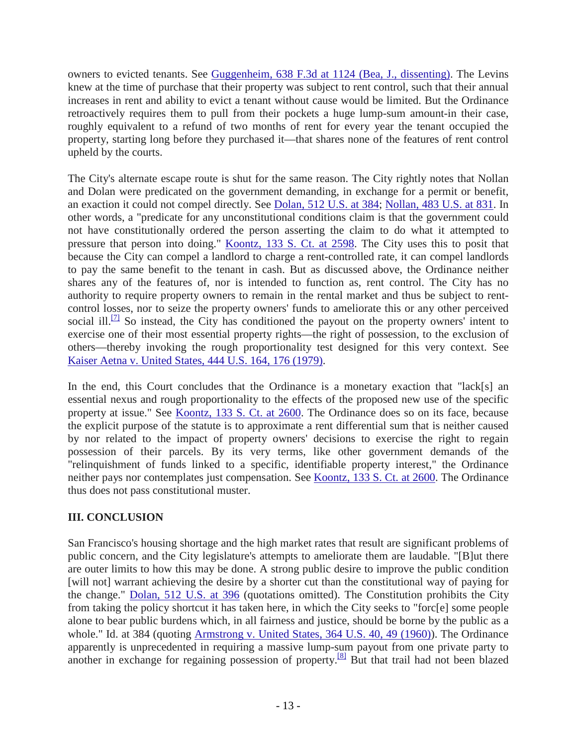owners to evicted tenants. See Guggenheim, 638 F.3d at 1124 (Bea, J., dissenting). The Levins knew at the time of purchase that their property was subject to rent control, such that their annual increases in rent and ability to evict a tenant without cause would be limited. But the Ordinance retroactively requires them to pull from their pockets a huge lump-sum amount-in their case, roughly equivalent to a refund of two months of rent for every year the tenant occupied the property, starting long before they purchased it—that shares none of the features of rent control upheld by the courts.

The City's alternate escape route is shut for the same reason. The City rightly notes that Nollan and Dolan were predicated on the government demanding, in exchange for a permit or benefit, an exaction it could not compel directly. See Dolan, 512 U.S. at 384; Nollan, 483 U.S. at 831. In other words, a "predicate for any unconstitutional conditions claim is that the government could not have constitutionally ordered the person asserting the claim to do what it attempted to pressure that person into doing." Koontz, 133 S. Ct. at 2598. The City uses this to posit that because the City can compel a landlord to charge a rent-controlled rate, it can compel landlords to pay the same benefit to the tenant in cash. But as discussed above, the Ordinance neither shares any of the features of, nor is intended to function as, rent control. The City has no authority to require property owners to remain in the rental market and thus be subject to rent-control losses, nor to seize the property owners' funds to ameliorate this or any other perceived social ill.[7] So instead, the City has conditioned the payout on the property owners' intent to exercise one of their most essential property rights—the right of possession, to the exclusion of others—thereby invoking the rough proportionality test designed for this very context. See Kaiser Aetna v. United States, 444 U.S. 164, 176 (1979).

In the end, this Court concludes that the Ordinance is a monetary exaction that "lack[s] an essential nexus and rough proportionality to the effects of the proposed new use of the specific property at issue." See Koontz, 133 S. Ct. at 2600. The Ordinance does so on its face, because the explicit purpose of the statute is to approximate a rent differential sum that is neither caused by nor related to the impact of property owners' decisions to exercise the right to regain possession of their parcels. By its very terms, like other government demands of the "relinquishment of funds linked to a specific, identifiable property interest," the Ordinance neither pays nor contemplates just compensation. See Koontz, 133 S. Ct. at 2600. The Ordinance thus does not pass constitutional muster.

## III. CONCLUSION

San Francisco's housing shortage and the high market rates that result are significant problems of public concern, and the City legislature's attempts to ameliorate them are laudable. "[B]ut there are outer limits to how this may be done. A strong public desire to improve the public condition [will not] warrant achieving the desire by a shorter cut than the constitutional way of paying for the change." Dolan, 512 U.S. at 396 (quotations omitted). The Constitution prohibits the City from taking the policy shortcut it has taken here, in which the City seeks to "forc[e] some people alone to bear public burdens which, in all fairness and justice, should be borne by the public as a whole." Id. at 384 (quoting Armstrong v. United States, 364 U.S. 40, 49 (1960)). The Ordinance apparently is unprecedented in requiring a massive lump-sum payout from one private party to another in exchange for regaining possession of property.[8] But that trail had not been blazed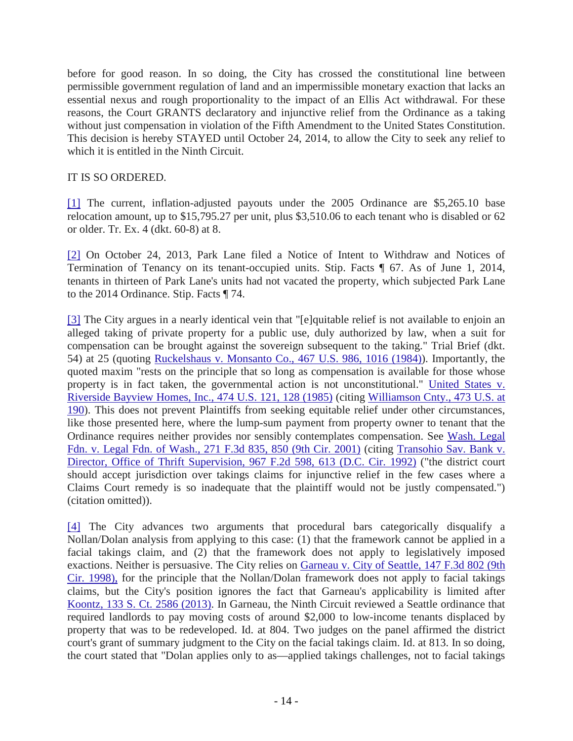before for good reason. In so doing, the City has crossed the constitutional line between permissible government regulation of land and an impermissible monetary exaction that lacks an essential nexus and rough proportionality to the impact of an Ellis Act withdrawal. For these reasons, the Court GRANTS declaratory and injunctive relief from the Ordinance as a taking without just compensation in violation of the Fifth Amendment to the United States Constitution. This decision is hereby STAYED until October 24, 2014, to allow the City to seek any relief to which it is entitled in the Ninth Circuit.

IT IS SO ORDERED.

[1] The current, inflation-adjusted payouts under the 2005 Ordinance are $5,265.10 base relocation amount, up to $15,795.27 per unit, plus $3,510.06 to each tenant who is disabled or 62 or older. Tr. Ex. 4 (dkt. 60-8) at 8.

[2] On October 24, 2013, Park Lane filed a Notice of Intent to Withdraw and Notices of Termination of Tenancy on its tenant-occupied units. Stip. Facts ¶ 67. As of June 1, 2014, tenants in thirteen of Park Lane's units had not vacated the property, which subjected Park Lane to the 2014 Ordinance. Stip. Facts ¶ 74.

[3] The City argues in a nearly identical vein that "[e]quitable relief is not available to enjoin an alleged taking of private property for a public use, duly authorized by law, when a suit for compensation can be brought against the sovereign subsequent to the taking." Trial Brief (dkt. 54) at 25 (quoting Ruckelshaus v. Monsanto Co., 467 U.S. 986, 1016 (1984)). Importantly, the quoted maxim "rests on the principle that so long as compensation is available for those whose property is in fact taken, the governmental action is not unconstitutional." United States v. Riverside Bayview Homes, Inc., 474 U.S. 121, 128 (1985) (citing Williamson Cnty., 473 U.S. at 190). This does not prevent Plaintiffs from seeking equitable relief under other circumstances, like those presented here, where the lump-sum payment from property owner to tenant that the Ordinance requires neither provides nor sensibly contemplates compensation. See Wash. Legal Fdn. v. Legal Fdn. of Wash., 271 F.3d 835, 850 (9th Cir. 2001) (citing Transohio Sav. Bank v. Director, Office of Thrift Supervision, 967 F.2d 598, 613 (D.C. Cir. 1992) ("the district court should accept jurisdiction over takings claims for injunctive relief in the few cases where a Claims Court remedy is so inadequate that the plaintiff would not be justly compensated.") (citation omitted)).

[4] The City advances two arguments that procedural bars categorically disqualify a Nollan/Dolan analysis from applying to this case: (1) that the framework cannot be applied in a facial takings claim, and (2) that the framework does not apply to legislatively imposed exactions. Neither is persuasive. The City relies on Garneau v. City of Seattle, 147 F.3d 802 (9th Cir. 1998), for the principle that the Nollan/Dolan framework does not apply to facial takings claims, but the City's position ignores the fact that Garneau's applicability is limited after Koontz, 133 S. Ct. 2586 (2013). In Garneau, the Ninth Circuit reviewed a Seattle ordinance that required landlords to pay moving costs of around $2,000 to low-income tenants displaced by property that was to be redeveloped. Id. at 804. Two judges on the panel affirmed the district court's grant of summary judgment to the City on the facial takings claim. Id. at 813. In so doing, the court stated that "Dolan applies only to as—applied takings challenges, not to facial takings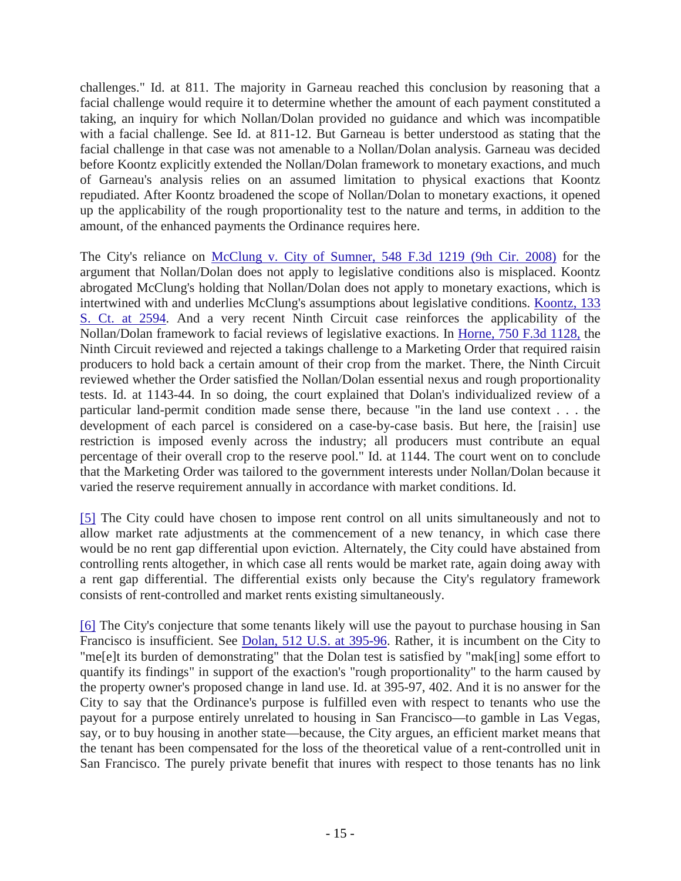challenges." Id. at 811. The majority in Garneau reached this conclusion by reasoning that a facial challenge would require it to determine whether the amount of each payment constituted a taking, an inquiry for which Nollan/Dolan provided no guidance and which was incompatible with a facial challenge. See Id. at 811-12. But Garneau is better understood as stating that the facial challenge in that case was not amenable to a Nollan/Dolan analysis. Garneau was decided before Koontz explicitly extended the Nollan/Dolan framework to monetary exactions, and much of Garneau's analysis relies on an assumed limitation to physical exactions that Koontz repudiated. After Koontz broadened the scope of Nollan/Dolan to monetary exactions, it opened up the applicability of the rough proportionality test to the nature and terms, in addition to the amount, of the enhanced payments the Ordinance requires here.

The City's reliance on McClung v. City of Sumner, 548 F.3d 1219 (9th Cir. 2008) for the argument that Nollan/Dolan does not apply to legislative conditions also is misplaced. Koontz abrogated McClung's holding that Nollan/Dolan does not apply to monetary exactions, which is intertwined with and underlies McClung's assumptions about legislative conditions. Koontz, 133 S. Ct. at 2594. And a very recent Ninth Circuit case reinforces the applicability of the Nollan/Dolan framework to facial reviews of legislative exactions. In Horne, 750 F.3d 1128, the Ninth Circuit reviewed and rejected a takings challenge to a Marketing Order that required raisin producers to hold back a certain amount of their crop from the market. There, the Ninth Circuit reviewed whether the Order satisfied the Nollan/Dolan essential nexus and rough proportionality tests. Id. at 1143-44. In so doing, the court explained that Dolan's individualized review of a particular land-permit condition made sense there, because "in the land use context . . . the development of each parcel is considered on a case-by-case basis. But here, the [raisin] use restriction is imposed evenly across the industry; all producers must contribute an equal percentage of their overall crop to the reserve pool." Id. at 1144. The court went on to conclude that the Marketing Order was tailored to the government interests under Nollan/Dolan because it varied the reserve requirement annually in accordance with market conditions. Id.

[5] The City could have chosen to impose rent control on all units simultaneously and not to allow market rate adjustments at the commencement of a new tenancy, in which case there would be no rent gap differential upon eviction. Alternately, the City could have abstained from controlling rents altogether, in which case all rents would be market rate, again doing away with a rent gap differential. The differential exists only because the City's regulatory framework consists of rent-controlled and market rents existing simultaneously.

[6] The City's conjecture that some tenants likely will use the payout to purchase housing in San Francisco is insufficient. See Dolan, 512 U.S. at 395-96. Rather, it is incumbent on the City to "me[e]t its burden of demonstrating" that the Dolan test is satisfied by "mak[ing] some effort to quantify its findings" in support of the exaction's "rough proportionality" to the harm caused by the property owner's proposed change in land use. Id. at 395-97, 402. And it is no answer for the City to say that the Ordinance's purpose is fulfilled even with respect to tenants who use the payout for a purpose entirely unrelated to housing in San Francisco—to gamble in Las Vegas, say, or to buy housing in another state—because, the City argues, an efficient market means that the tenant has been compensated for the loss of the theoretical value of a rent-controlled unit in San Francisco. The purely private benefit that inures with respect to those tenants has no link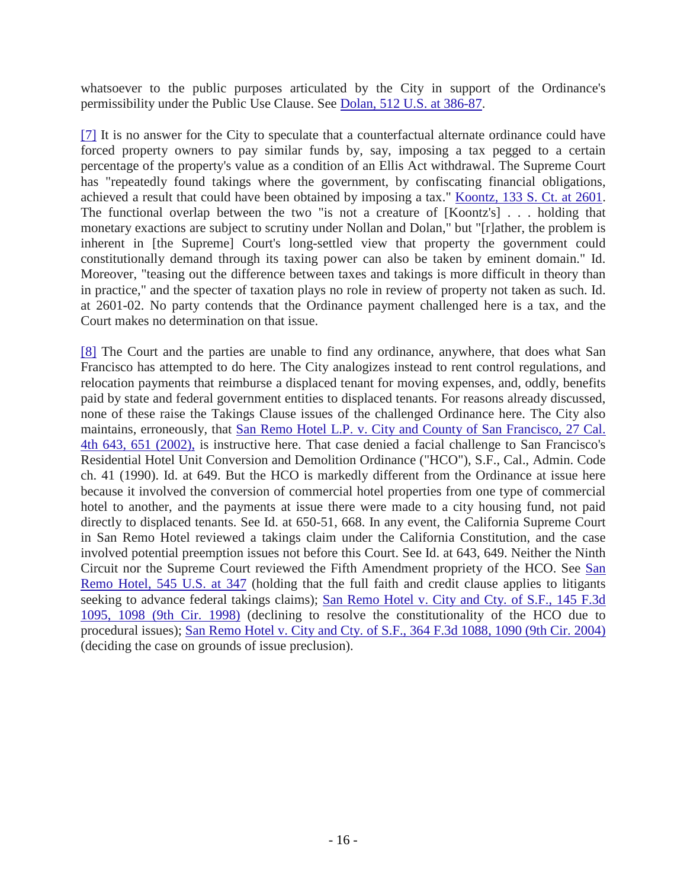whatsoever to the public purposes articulated by the City in support of the Ordinance's permissibility under the Public Use Clause. See Dolan, 512 U.S. at 386-87.

[7] It is no answer for the City to speculate that a counterfactual alternate ordinance could have forced property owners to pay similar funds by, say, imposing a tax pegged to a certain percentage of the property's value as a condition of an Ellis Act withdrawal. The Supreme Court has "repeatedly found takings where the government, by confiscating financial obligations, achieved a result that could have been obtained by imposing a tax." Koontz, 133 S. Ct. at 2601. The functional overlap between the two "is not a creature of [Koontz's] . . . holding that monetary exactions are subject to scrutiny under Nollan and Dolan," but "[r]ather, the problem is inherent in [the Supreme] Court's long-settled view that property the government could constitutionally demand through its taxing power can also be taken by eminent domain." Id. Moreover, "teasing out the difference between taxes and takings is more difficult in theory than in practice," and the specter of taxation plays no role in review of property not taken as such. Id. at 2601-02. No party contends that the Ordinance payment challenged here is a tax, and the Court makes no determination on that issue.

[8] The Court and the parties are unable to find any ordinance, anywhere, that does what San Francisco has attempted to do here. The City analogizes instead to rent control regulations, and relocation payments that reimburse a displaced tenant for moving expenses, and, oddly, benefits paid by state and federal government entities to displaced tenants. For reasons already discussed, none of these raise the Takings Clause issues of the challenged Ordinance here. The City also maintains, erroneously, that San Remo Hotel L.P. v. City and County of San Francisco, 27 Cal. 4th 643, 651 (2002), is instructive here. That case denied a facial challenge to San Francisco's Residential Hotel Unit Conversion and Demolition Ordinance ("HCO"), S.F., Cal., Admin. Code ch. 41 (1990). Id. at 649. But the HCO is markedly different from the Ordinance at issue here because it involved the conversion of commercial hotel properties from one type of commercial hotel to another, and the payments at issue there were made to a city housing fund, not paid directly to displaced tenants. See Id. at 650-51, 668. In any event, the California Supreme Court in San Remo Hotel reviewed a takings claim under the California Constitution, and the case involved potential preemption issues not before this Court. See Id. at 643, 649. Neither the Ninth Circuit nor the Supreme Court reviewed the Fifth Amendment propriety of the HCO. See San Remo Hotel, 545 U.S. at 347 (holding that the full faith and credit clause applies to litigants seeking to advance federal takings claims); San Remo Hotel v. City and Cty. of S.F., 145 F.3d 1095, 1098 (9th Cir. 1998) (declining to resolve the constitutionality of the HCO due to procedural issues); San Remo Hotel v. City and Cty. of S.F., 364 F.3d 1088, 1090 (9th Cir. 2004) (deciding the case on grounds of issue preclusion).